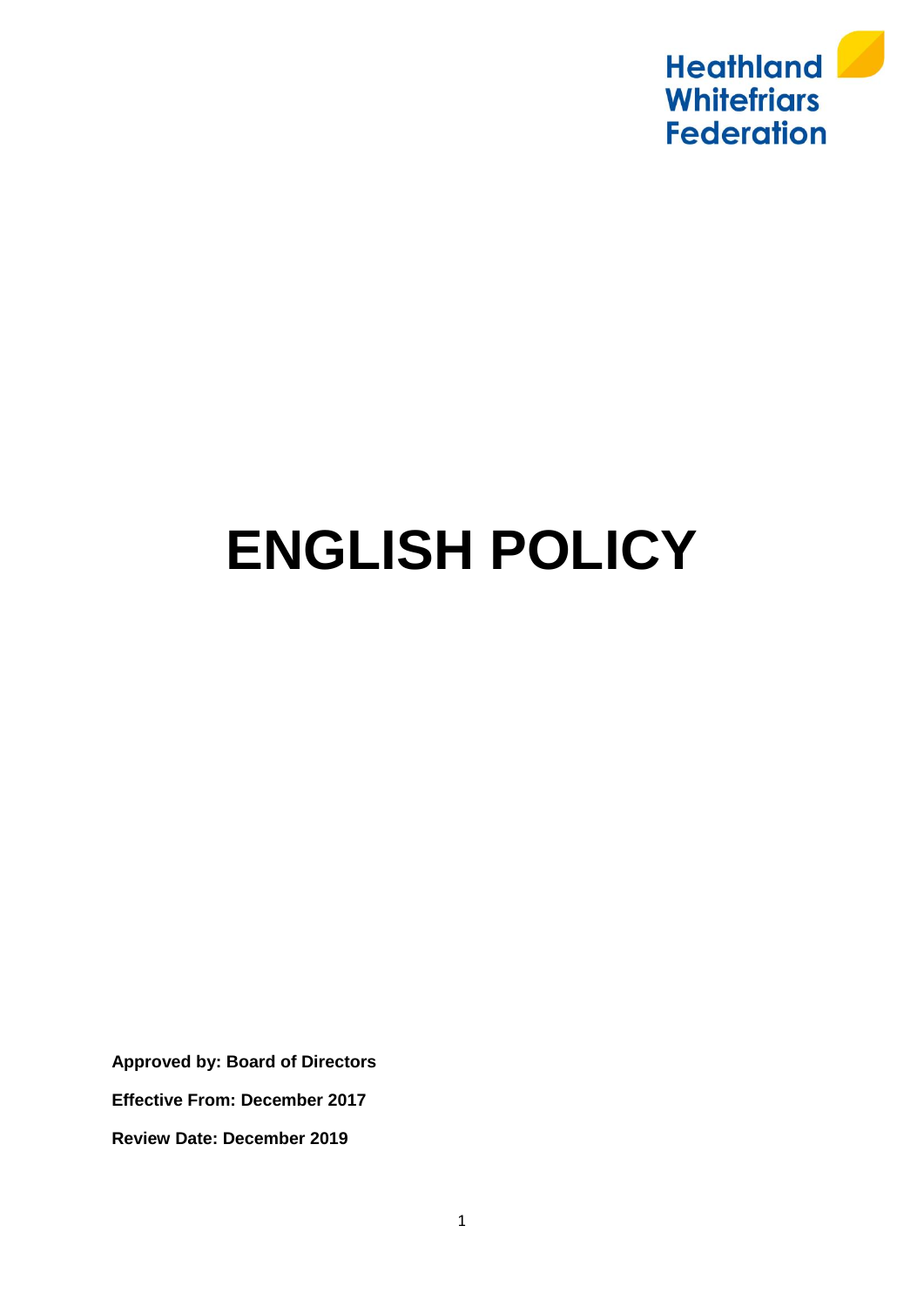Heathland Whitefriars Federation

# ENGLISH POLICY

**Approved by: Board of Directors**

**Effective From: December 2017**

**Review Date: December 2019**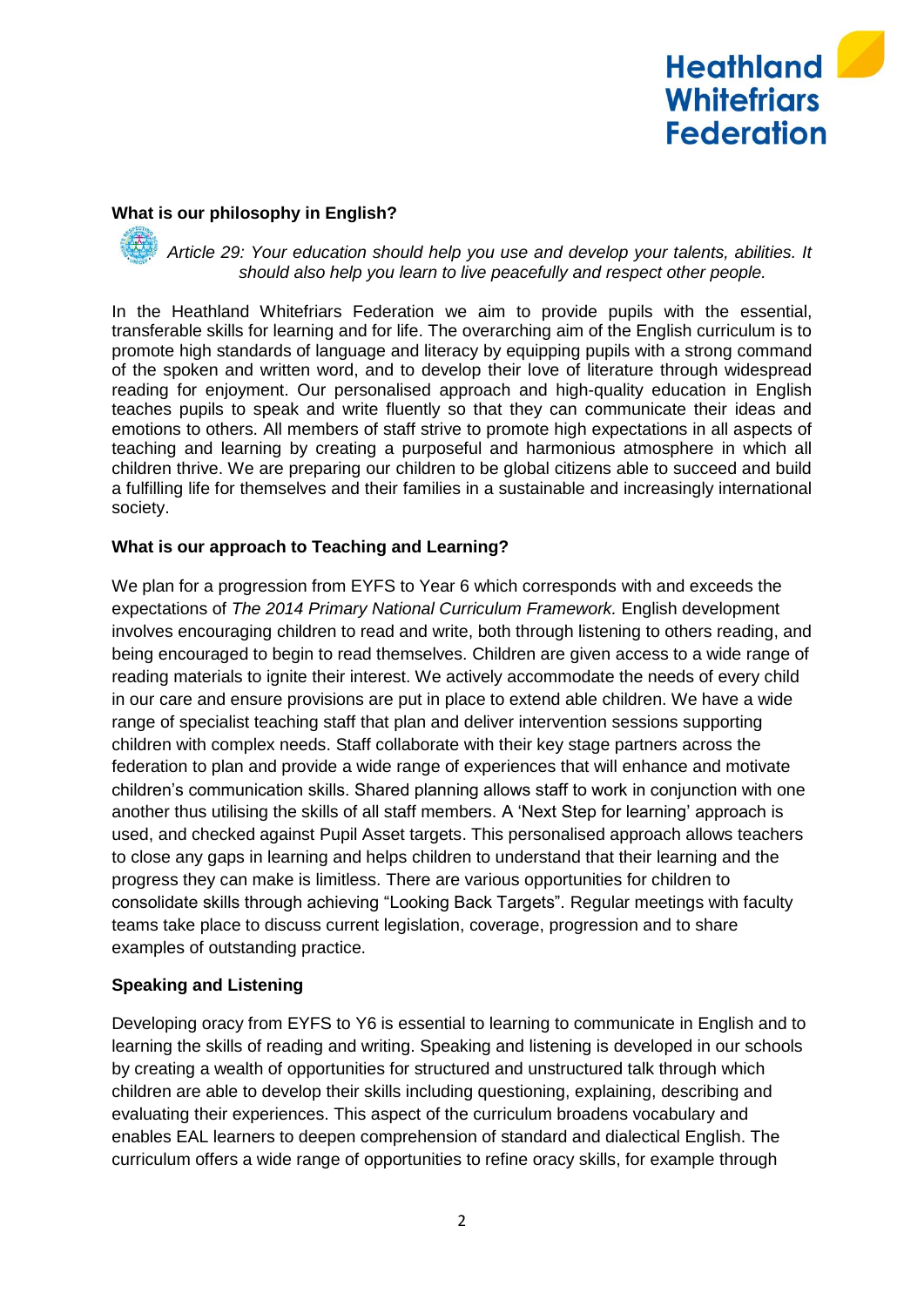### What is our philosophy in English?

*Article 29: Your education should help you use and develop your talents, abilities. It should also help you learn to live peacefully and respect other people.*

In the Heathland Whitefriars Federation we aim to provide pupils with the essential, transferable skills for learning and for life. The overarching aim of the English curriculum is to promote high standards of language and literacy by equipping pupils with a strong command of the spoken and written word, and to develop their love of literature through widespread reading for enjoyment. Our personalised approach and high-quality education in English teaches pupils to speak and write fluently so that they can communicate their ideas and emotions to others. All members of staff strive to promote high expectations in all aspects of teaching and learning by creating a purposeful and harmonious atmosphere in which all children thrive. We are preparing our children to be global citizens able to succeed and build a fulfilling life for themselves and their families in a sustainable and increasingly international society.

### What is our approach to Teaching and Learning?

We plan for a progression from EYFS to Year 6 which corresponds with and exceeds the expectations of *The 2014 Primary National Curriculum Framework.* English development involves encouraging children to read and write, both through listening to others reading, and being encouraged to begin to read themselves. Children are given access to a wide range of reading materials to ignite their interest. We actively accommodate the needs of every child in our care and ensure provisions are put in place to extend able children. We have a wide range of specialist teaching staff that plan and deliver intervention sessions supporting children with complex needs. Staff collaborate with their key stage partners across the federation to plan and provide a wide range of experiences that will enhance and motivate children's communication skills. Shared planning allows staff to work in conjunction with one another thus utilising the skills of all staff members. A 'Next Step for learning' approach is used, and checked against Pupil Asset targets. This personalised approach allows teachers to close any gaps in learning and helps children to understand that their learning and the progress they can make is limitless. There are various opportunities for children to consolidate skills through achieving "Looking Back Targets". Regular meetings with faculty teams take place to discuss current legislation, coverage, progression and to share examples of outstanding practice.

### Speaking and Listening

Developing oracy from EYFS to Y6 is essential to learning to communicate in English and to learning the skills of reading and writing. Speaking and listening is developed in our schools by creating a wealth of opportunities for structured and unstructured talk through which children are able to develop their skills including questioning, explaining, describing and evaluating their experiences. This aspect of the curriculum broadens vocabulary and enables EAL learners to deepen comprehension of standard and dialectical English. The curriculum offers a wide range of opportunities to refine oracy skills, for example through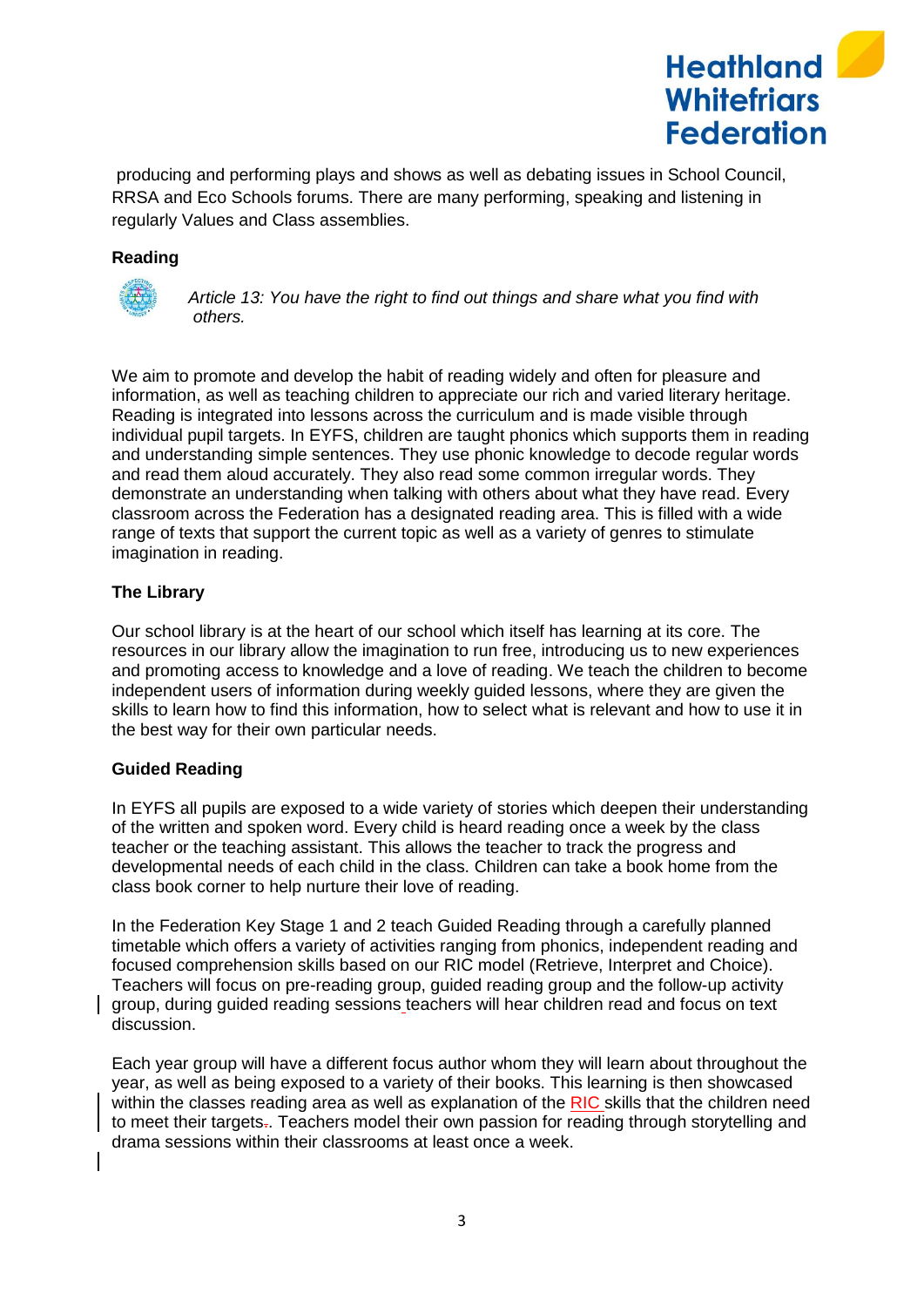producing and performing plays and shows as well as debating issues in School Council, RRSA and Eco Schools forums. There are many performing, speaking and listening in regularly Values and Class assemblies.

**Reading**

*Article 13: You have the right to find out things and share what you find with others.*

We aim to promote and develop the habit of reading widely and often for pleasure and information, as well as teaching children to appreciate our rich and varied literary heritage. Reading is integrated into lessons across the curriculum and is made visible through individual pupil targets. In EYFS, children are taught phonics which supports them in reading and understanding simple sentences. They use phonic knowledge to decode regular words and read them aloud accurately. They also read some common irregular words. They demonstrate an understanding when talking with others about what they have read. Every classroom across the Federation has a designated reading area. This is filled with a wide range of texts that support the current topic as well as a variety of genres to stimulate imagination in reading.

**The Library**

Our school library is at the heart of our school which itself has learning at its core. The resources in our library allow the imagination to run free, introducing us to new experiences and promoting access to knowledge and a love of reading. We teach the children to become independent users of information during weekly guided lessons, where they are given the skills to learn how to find this information, how to select what is relevant and how to use it in the best way for their own particular needs.

**Guided Reading**

In EYFS all pupils are exposed to a wide variety of stories which deepen their understanding of the written and spoken word. Every child is heard reading once a week by the class teacher or the teaching assistant. This allows the teacher to track the progress and developmental needs of each child in the class. Children can take a book home from the class book corner to help nurture their love of reading.

In the Federation Key Stage 1 and 2 teach Guided Reading through a carefully planned timetable which offers a variety of activities ranging from phonics, independent reading and focused comprehension skills based on our RIC model (Retrieve, Interpret and Choice). Teachers will focus on pre-reading group, guided reading group and the follow-up activity group, during guided reading sessions teachers will hear children read and focus on text discussion.

Each year group will have a different focus author whom they will learn about throughout the year, as well as being exposed to a variety of their books. This learning is then showcased within the classes reading area as well as explanation of the RIC skills that the children need to meet their targets. Teachers model their own passion for reading through storytelling and drama sessions within their classrooms at least once a week.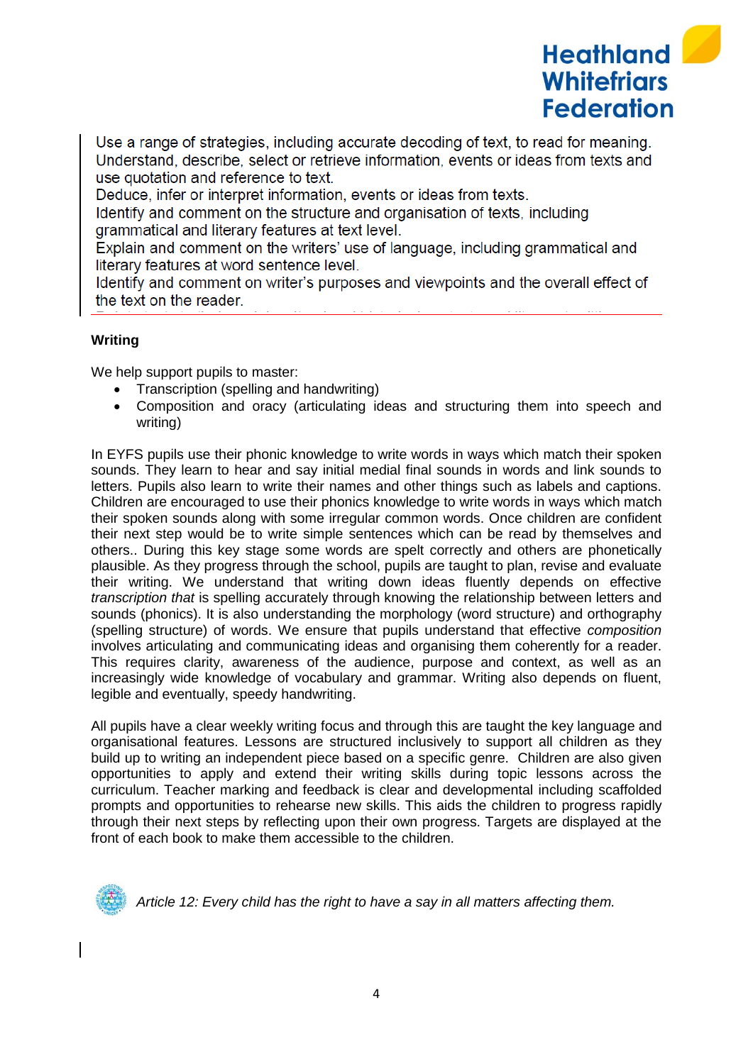Use a range of strategies, including accurate decoding of text, to read for meaning.
Understand, describe, select or retrieve information, events or ideas from texts and use quotation and reference to text.
Deduce, infer or interpret information, events or ideas from texts.
Identify and comment on the structure and organisation of texts, including grammatical and literary features at text level.
Explain and comment on the writers' use of language, including grammatical and literary features at word sentence level.
Identify and comment on writer's purposes and viewpoints and the overall effect of the text on the reader.

**Writing**

We help support pupils to master:

- Transcription (spelling and handwriting)
- Composition and oracy (articulating ideas and structuring them into speech and writing)

In EYFS pupils use their phonic knowledge to write words in ways which match their spoken sounds. They learn to hear and say initial medial final sounds in words and link sounds to letters. Pupils also learn to write their names and other things such as labels and captions. Children are encouraged to use their phonics knowledge to write words in ways which match their spoken sounds along with some irregular common words. Once children are confident their next step would be to write simple sentences which can be read by themselves and others.. During this key stage some words are spelt correctly and others are phonetically plausible. As they progress through the school, pupils are taught to plan, revise and evaluate their writing. We understand that writing down ideas fluently depends on effective *transcription that* is spelling accurately through knowing the relationship between letters and sounds (phonics). It is also understanding the morphology (word structure) and orthography (spelling structure) of words. We ensure that pupils understand that effective *composition* involves articulating and communicating ideas and organising them coherently for a reader. This requires clarity, awareness of the audience, purpose and context, as well as an increasingly wide knowledge of vocabulary and grammar. Writing also depends on fluent, legible and eventually, speedy handwriting.

All pupils have a clear weekly writing focus and through this are taught the key language and organisational features. Lessons are structured inclusively to support all children as they build up to writing an independent piece based on a specific genre. Children are also given opportunities to apply and extend their writing skills during topic lessons across the curriculum. Teacher marking and feedback is clear and developmental including scaffolded prompts and opportunities to rehearse new skills. This aids the children to progress rapidly through their next steps by reflecting upon their own progress. Targets are displayed at the front of each book to make them accessible to the children.

*Article 12: Every child has the right to have a say in all matters affecting them.*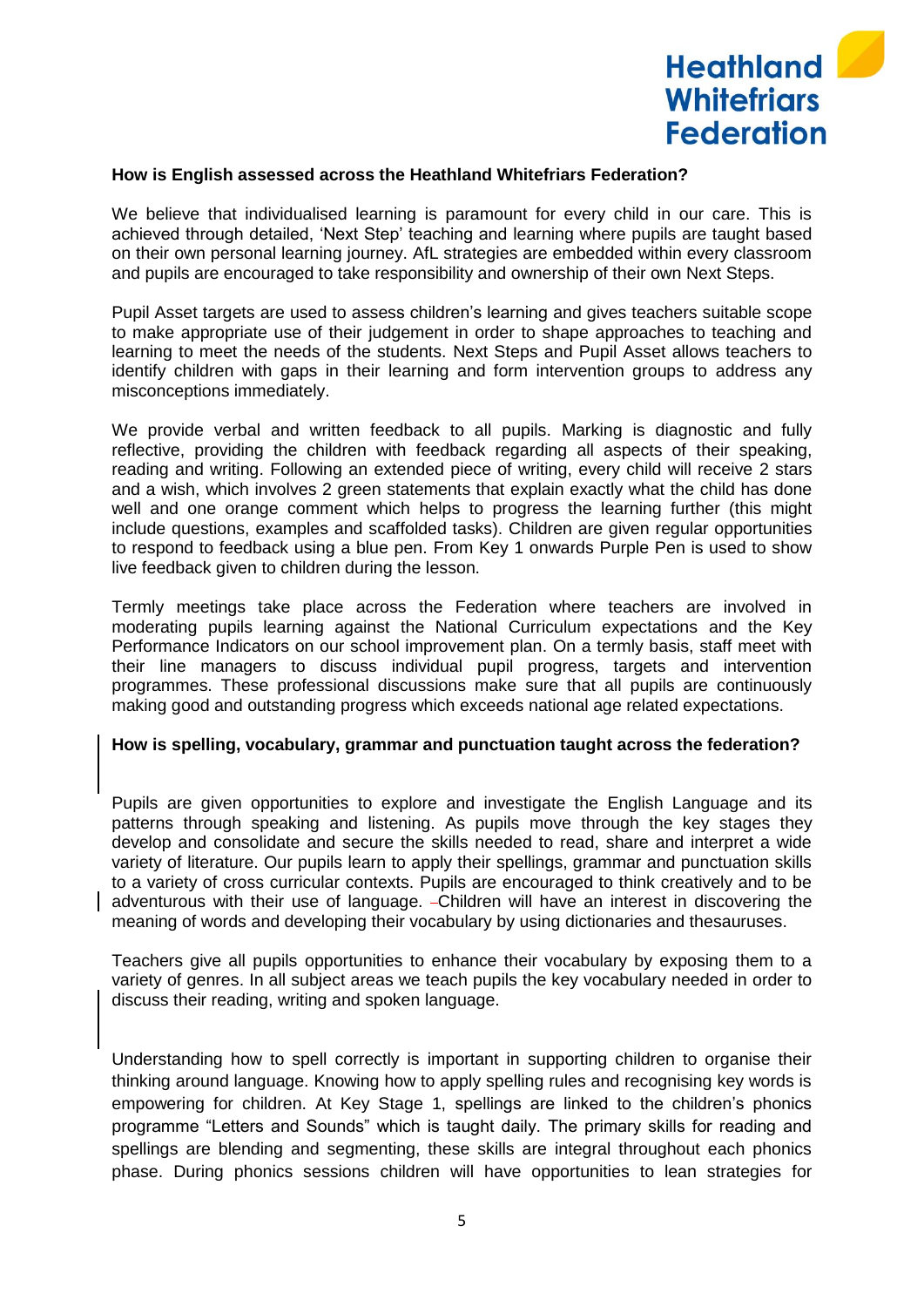**How is English assessed across the Heathland Whitefriars Federation?**

We believe that individualised learning is paramount for every child in our care. This is achieved through detailed, 'Next Step' teaching and learning where pupils are taught based on their own personal learning journey. AfL strategies are embedded within every classroom and pupils are encouraged to take responsibility and ownership of their own Next Steps.

Pupil Asset targets are used to assess children's learning and gives teachers suitable scope to make appropriate use of their judgement in order to shape approaches to teaching and learning to meet the needs of the students. Next Steps and Pupil Asset allows teachers to identify children with gaps in their learning and form intervention groups to address any misconceptions immediately.

We provide verbal and written feedback to all pupils. Marking is diagnostic and fully reflective, providing the children with feedback regarding all aspects of their speaking, reading and writing. Following an extended piece of writing, every child will receive 2 stars and a wish, which involves 2 green statements that explain exactly what the child has done well and one orange comment which helps to progress the learning further (this might include questions, examples and scaffolded tasks). Children are given regular opportunities to respond to feedback using a blue pen. From Key 1 onwards Purple Pen is used to show live feedback given to children during the lesson.

Termly meetings take place across the Federation where teachers are involved in moderating pupils learning against the National Curriculum expectations and the Key Performance Indicators on our school improvement plan. On a termly basis, staff meet with their line managers to discuss individual pupil progress, targets and intervention programmes. These professional discussions make sure that all pupils are continuously making good and outstanding progress which exceeds national age related expectations.

**How is spelling, vocabulary, grammar and punctuation taught across the federation?**

Pupils are given opportunities to explore and investigate the English Language and its patterns through speaking and listening. As pupils move through the key stages they develop and consolidate and secure the skills needed to read, share and interpret a wide variety of literature. Our pupils learn to apply their spellings, grammar and punctuation skills to a variety of cross curricular contexts. Pupils are encouraged to think creatively and to be adventurous with their use of language. Children will have an interest in discovering the meaning of words and developing their vocabulary by using dictionaries and thesauruses.

Teachers give all pupils opportunities to enhance their vocabulary by exposing them to a variety of genres. In all subject areas we teach pupils the key vocabulary needed in order to discuss their reading, writing and spoken language.

Understanding how to spell correctly is important in supporting children to organise their thinking around language. Knowing how to apply spelling rules and recognising key words is empowering for children. At Key Stage 1, spellings are linked to the children's phonics programme "Letters and Sounds" which is taught daily. The primary skills for reading and spellings are blending and segmenting, these skills are integral throughout each phonics phase. During phonics sessions children will have opportunities to lean strategies for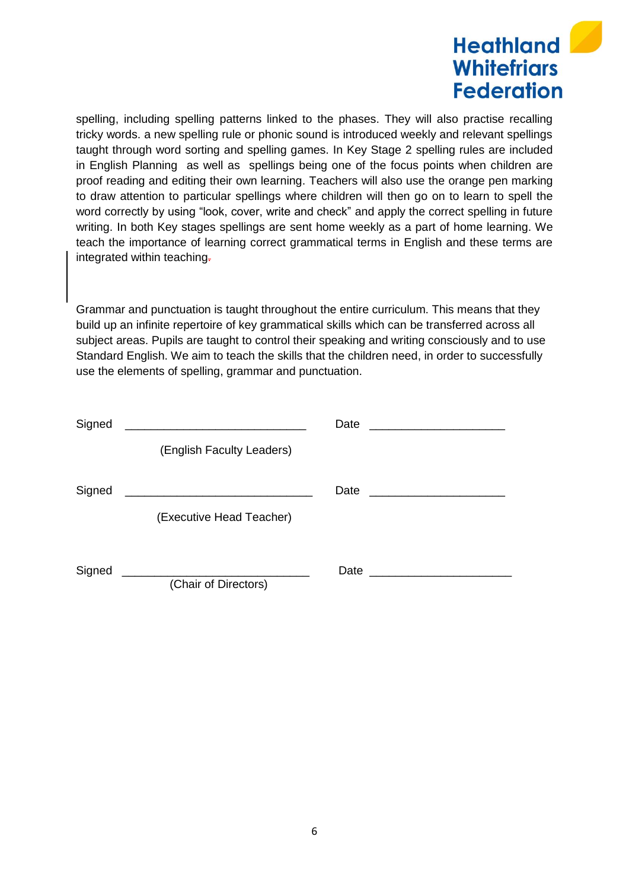spelling, including spelling patterns linked to the phases. They will also practise recalling tricky words. a new spelling rule or phonic sound is introduced weekly and relevant spellings taught through word sorting and spelling games. In Key Stage 2 spelling rules are included in English Planning as well as spellings being one of the focus points when children are proof reading and editing their own learning. Teachers will also use the orange pen marking to draw attention to particular spellings where children will then go on to learn to spell the word correctly by using "look, cover, write and check" and apply the correct spelling in future writing. In both Key stages spellings are sent home weekly as a part of home learning. We teach the importance of learning correct grammatical terms in English and these terms are integrated within teaching.

Grammar and punctuation is taught throughout the entire curriculum. This means that they build up an infinite repertoire of key grammatical skills which can be transferred across all subject areas. Pupils are taught to control their speaking and writing consciously and to use Standard English. We aim to teach the skills that the children need, in order to successfully use the elements of spelling, grammar and punctuation.

Signed ____________________________ Date ____________________

(English Faculty Leaders)

Signed _____________________________ Date ____________________

(Executive Head Teacher)

Signed _____________________________ Date ______________________

(Chair of Directors)